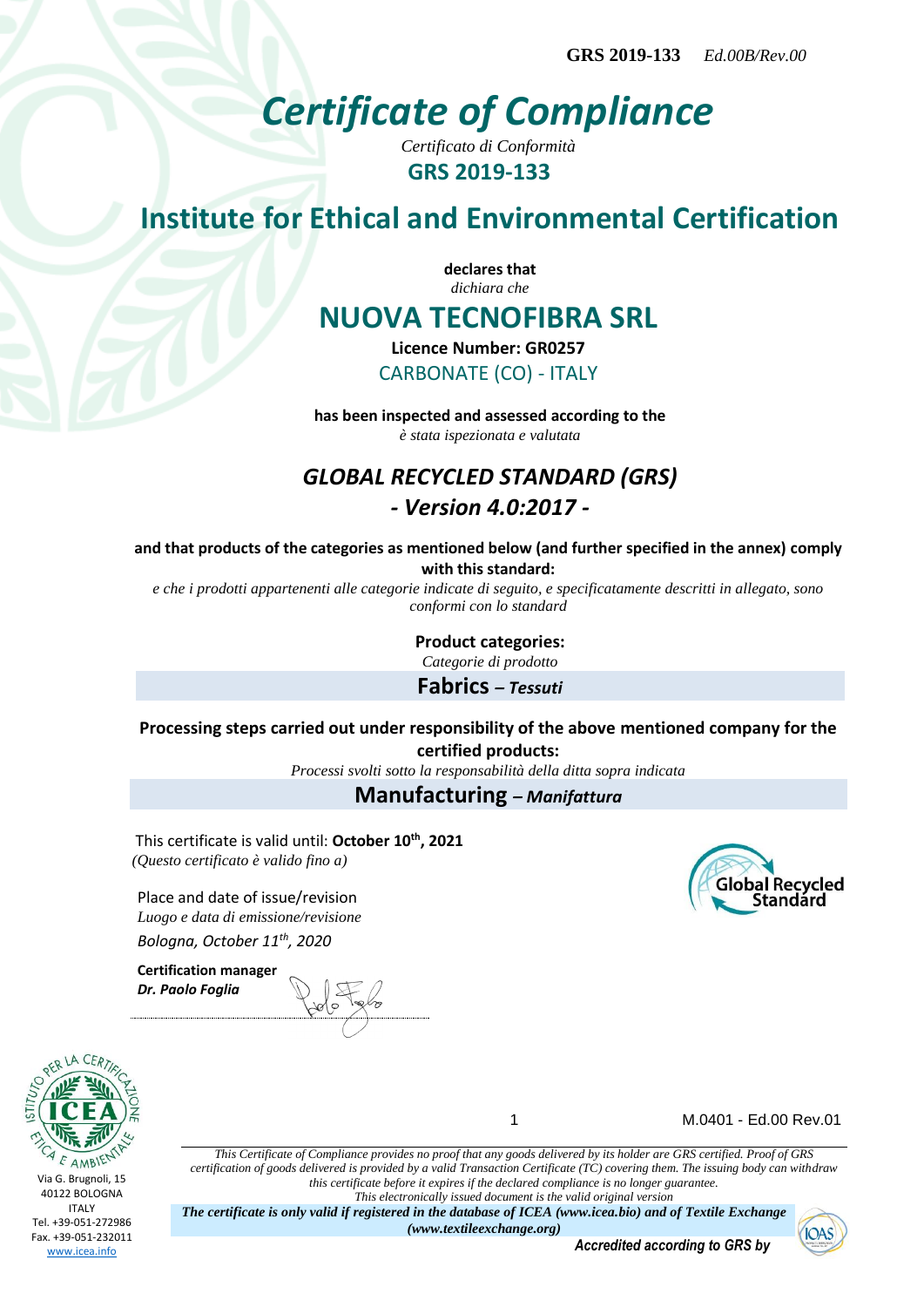GRS 2019-133 *Ed.00B/Rev.00*

# Certificate of Compliance

*Certificato di Conformità*

**GRS 2019-133**

## Institute for Ethical and Environmental Certification

**declares that**
*dichiara che*

## NUOVA TECNOFIBRA SRL

**Licence Number: GR0257**

CARBONATE (CO) - ITALY

**has been inspected and assessed according to the**
*è stata ispezionata e valutata*

### *GLOBAL RECYCLED STANDARD (GRS)*
### *- Version 4.0:2017 -*

**and that products of the categories as mentioned below (and further specified in the annex) comply with this standard:**
*e che i prodotti appartenenti alle categorie indicate di seguito, e specificatamente descritti in allegato, sono conformi con lo standard*

**Product categories:**
*Categorie di prodotto*

**Fabrics** – ***Tessuti***

**Processing steps carried out under responsibility of the above mentioned company for the certified products:**
*Processi svolti sotto la responsabilità della ditta sopra indicata*

**Manufacturing** – ***Manifattura***

This certificate is valid until: **October 10th, 2021**
*(Questo certificato è valido fino a)*

Place and date of issue/revision
*Luogo e data di emissione/revisione*
*Bologna, October 11th, 2020*

**Certification manager**
***Dr. Paolo Foglia***

Via G. Brugnoli, 15
40122 BOLOGNA
ITALY
Tel. +39-051-272986
Fax. +39-051-232011
www.icea.info

M.0401 - Ed.00 Rev.01

*This Certificate of Compliance provides no proof that any goods delivered by its holder are GRS certified. Proof of GRS certification of goods delivered is provided by a valid Transaction Certificate (TC) covering them. The issuing body can withdraw this certificate before it expires if the declared compliance is no longer guarantee.*
*This electronically issued document is the valid original version*

***The certificate is only valid if registered in the database of ICEA (www.icea.bio) and of Textile Exchange (www.textileexchange.org)***

***Accredited according to GRS by***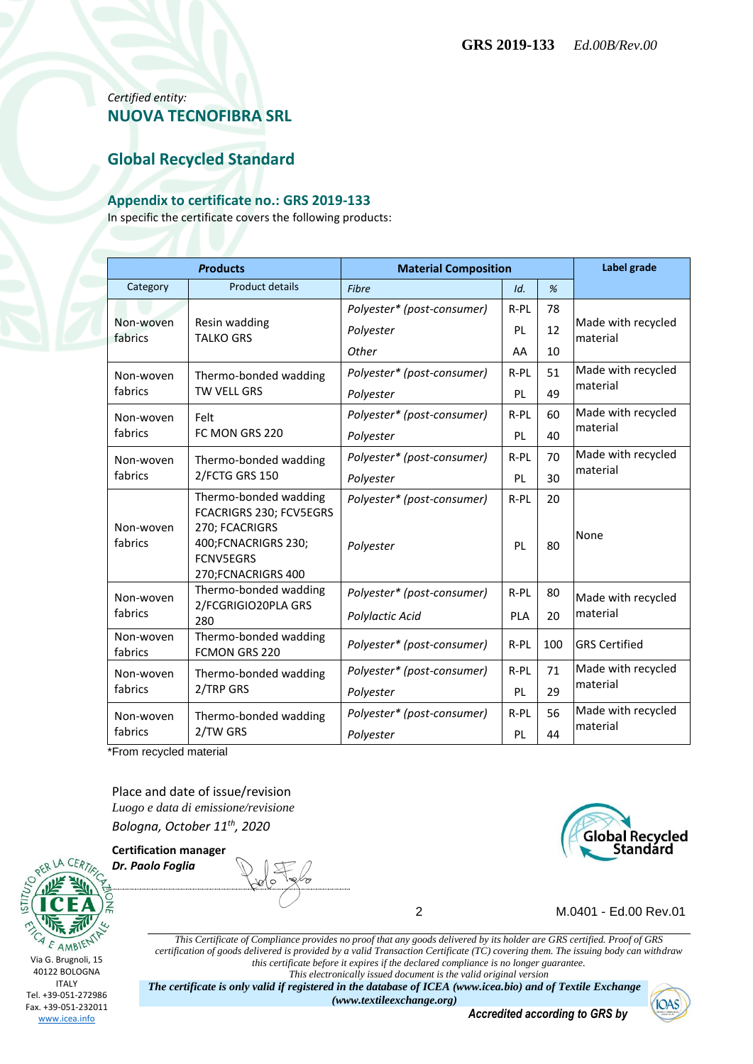*Certified entity:*
## NUOVA TECNOFIBRA SRL

## Global Recycled Standard

### Appendix to certificate no.: GRS 2019-133

In specific the certificate covers the following products:

| Products | | Material Composition | | | Label grade |
|---|---|---|---|---|---|
| Category | Product details | Fibre | Id. | % | |
| Non-woven fabrics | Resin wadding TALKO GRS | *Polyester* (post-consumer)* | R-PL | 78 | Made with recycled material |
| | | *Polyester* | PL | 12 | |
| | | *Other* | AA | 10 | |
| Non-woven fabrics | Thermo-bonded wadding TW VELL GRS | *Polyester* (post-consumer)* | R-PL | 51 | Made with recycled material |
| | | *Polyester* | PL | 49 | |
| Non-woven fabrics | Felt FC MON GRS 220 | *Polyester* (post-consumer)* | R-PL | 60 | Made with recycled material |
| | | *Polyester* | PL | 40 | |
| Non-woven fabrics | Thermo-bonded wadding 2/FCTG GRS 150 | *Polyester* (post-consumer)* | R-PL | 70 | Made with recycled material |
| | | *Polyester* | PL | 30 | |
| Non-woven fabrics | Thermo-bonded wadding FCACRIGRS 230; FCV5EGRS 270; FCACRIGRS 400;FCNACRIGRS 230; FCNV5EGRS 270;FCNACRIGRS 400 | *Polyester* (post-consumer)* | R-PL | 20 | None |
| | | *Polyester* | PL | 80 | |
| Non-woven fabrics | Thermo-bonded wadding 2/FCGRIGIO20PLA GRS 280 | *Polyester* (post-consumer)* | R-PL | 80 | Made with recycled material |
| | | *Polylactic Acid* | PLA | 20 | |
| Non-woven fabrics | Thermo-bonded wadding FCMON GRS 220 | *Polyester* (post-consumer)* | R-PL | 100 | GRS Certified |
| Non-woven fabrics | Thermo-bonded wadding 2/TRP GRS | *Polyester* (post-consumer)* | R-PL | 71 | Made with recycled material |
| | | *Polyester* | PL | 29 | |
| Non-woven fabrics | Thermo-bonded wadding 2/TW GRS | *Polyester* (post-consumer)* | R-PL | 56 | Made with recycled material |
| | | *Polyester* | PL | 44 | |

*From recycled material

Place and date of issue/revision
*Luogo e data di emissione/revisione*
*Bologna, October 11th, 2020*

**Certification manager**
***Dr. Paolo Foglia***

Via G. Brugnoli, 15
40122 BOLOGNA
ITALY
Tel. +39-051-272986
Fax. +39-051-232011
www.icea.info

M.0401 - Ed.00 Rev.01

*This Certificate of Compliance provides no proof that any goods delivered by its holder are GRS certified. Proof of GRS certification of goods delivered is provided by a valid Transaction Certificate (TC) covering them. The issuing body can withdraw this certificate before it expires if the declared compliance is no longer guarantee.*
*This electronically issued document is the valid original version*
***The certificate is only valid if registered in the database of ICEA (www.icea.bio) and of Textile Exchange (www.textileexchange.org)***
***Accredited according to GRS by***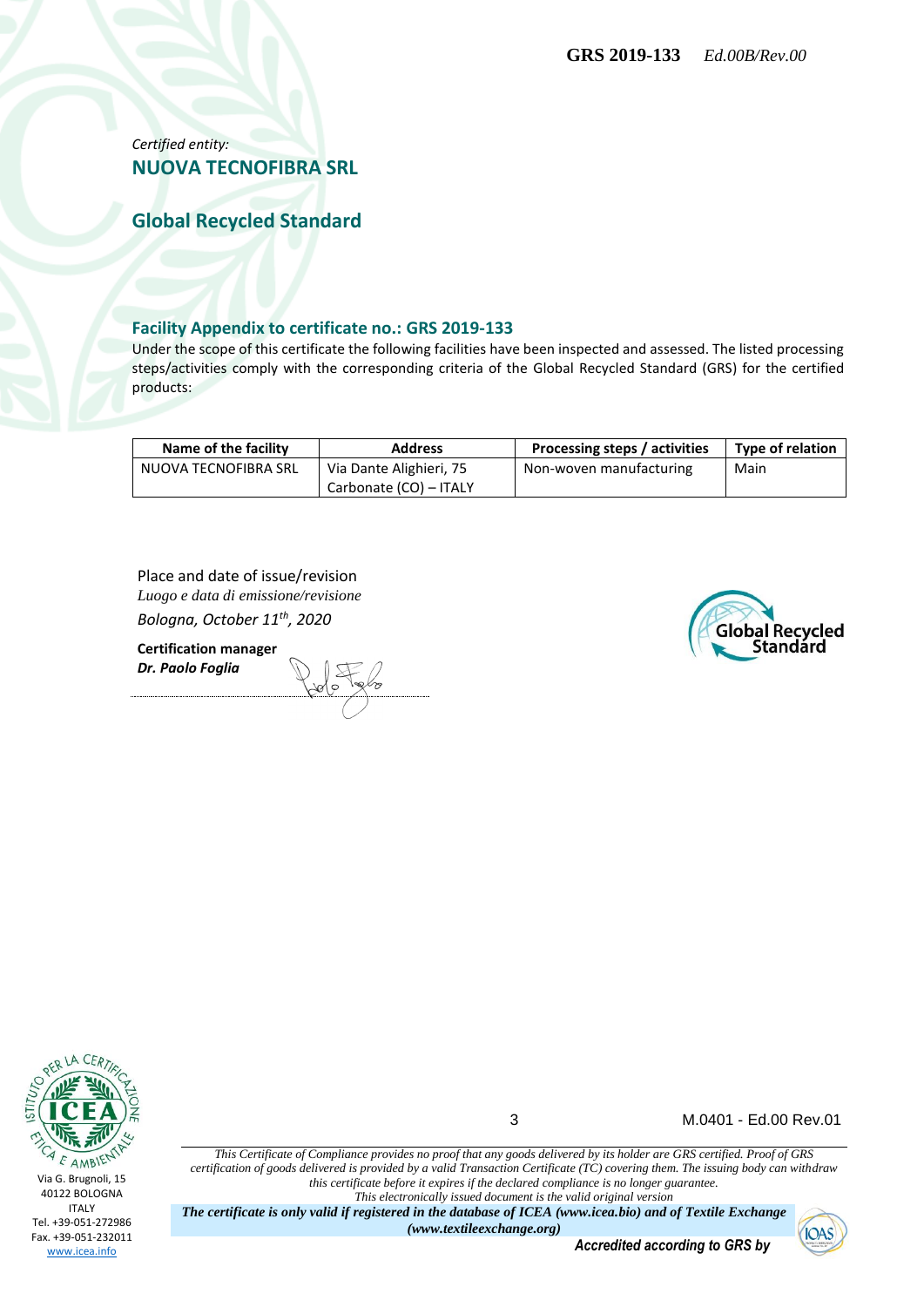*Certified entity:*

## NUOVA TECNOFIBRA SRL

## Global Recycled Standard

### Facility Appendix to certificate no.: GRS 2019-133

Under the scope of this certificate the following facilities have been inspected and assessed. The listed processing steps/activities comply with the corresponding criteria of the Global Recycled Standard (GRS) for the certified products:

| Name of the facility | Address | Processing steps / activities | Type of relation |
|---|---|---|---|
| NUOVA TECNOFIBRA SRL | Via Dante Alighieri, 75 Carbonate (CO) – ITALY | Non-woven manufacturing | Main |

Place and date of issue/revision
*Luogo e data di emissione/revisione*
*Bologna, October 11th, 2020*

**Certification manager**
***Dr. Paolo Foglia***

Global Recycled Standard

Via G. Brugnoli, 15
40122 BOLOGNA
ITALY
Tel. +39-051-272986
Fax. +39-051-232011
www.icea.info

M.0401 - Ed.00 Rev.01

*This Certificate of Compliance provides no proof that any goods delivered by its holder are GRS certified. Proof of GRS certification of goods delivered is provided by a valid Transaction Certificate (TC) covering them. The issuing body can withdraw this certificate before it expires if the declared compliance is no longer guarantee.*
*This electronically issued document is the valid original version*

***The certificate is only valid if registered in the database of ICEA (www.icea.bio) and of Textile Exchange (www.textileexchange.org)***

***Accredited according to GRS by***